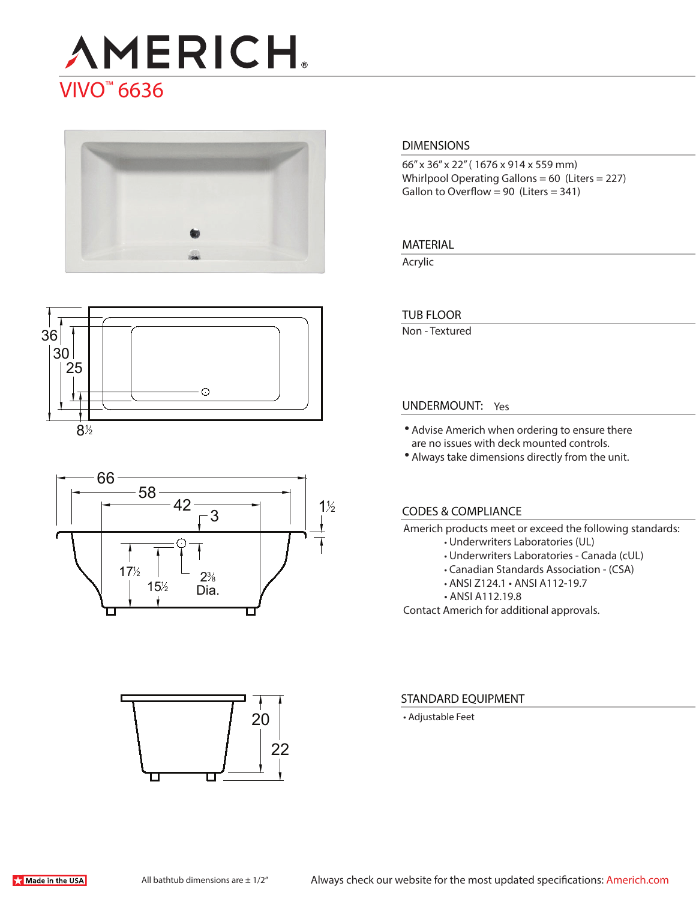# AMERICH®

## VIVO™ 6636

### DIMENSIONS

66" x 36" x 22" ( 1676 x 914 x 559 mm)
Whirlpool Operating Gallons = 60 (Liters = 227)
Gallon to Overflow = 90 (Liters = 341)

### MATERIAL

Acrylic

### TUB FLOOR

Non - Textured

### UNDERMOUNT: Yes

- Advise Americh when ordering to ensure there are no issues with deck mounted controls.
- Always take dimensions directly from the unit.

### CODES & COMPLIANCE

Americh products meet or exceed the following standards:

- Underwriters Laboratories (UL)
- Underwriters Laboratories - Canada (cUL)
- Canadian Standards Association - (CSA)
- ANSI Z124.1 • ANSI A112-19.7
- ANSI A112.19.8

Contact Americh for additional approvals.

### STANDARD EQUIPMENT

- Adjustable Feet

Made in the USA

All bathtub dimensions are ± 1/2"

Always check our website for the most updated specifications: Americh.com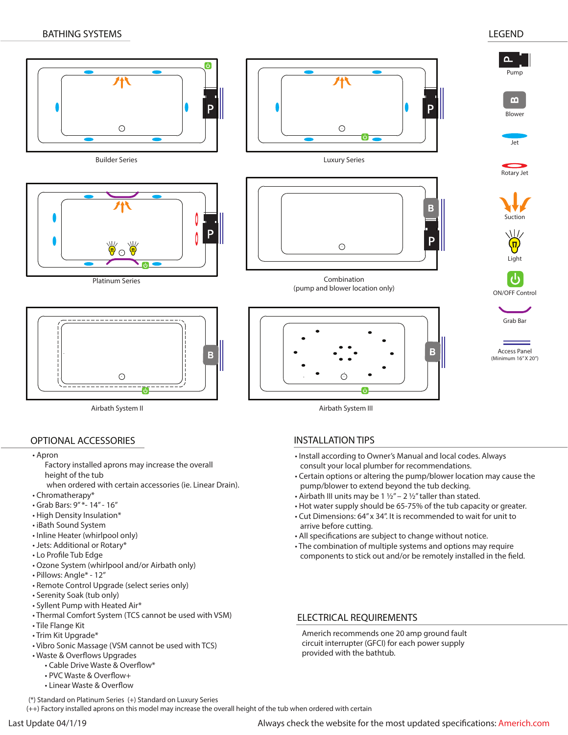## BATHING SYSTEMS

Builder Series

Luxury Series

Platinum Series

Combination
(pump and blower location only)

Airbath System II

Airbath System III

## LEGEND

Pump

Blower

Jet

Rotary Jet

Suction

Light

ON/OFF Control

Grab Bar

Access Panel
(Minimum 16" X 20")

## OPTIONAL ACCESSORIES

- Apron
  Factory installed aprons may increase the overall height of the tub when ordered with certain accessories (ie. Linear Drain).
- Chromatherapy*
- Grab Bars: 9"*- 14" - 16"
- High Density Insulation*
- iBath Sound System
- Inline Heater (whirlpool only)
- Jets: Additional or Rotary*
- Lo Profile Tub Edge
- Ozone System (whirlpool and/or Airbath only)
- Pillows: Angle* - 12"
- Remote Control Upgrade (select series only)
- Serenity Soak (tub only)
- Syllent Pump with Heated Air*
- Thermal Comfort System (TCS cannot be used with VSM)
- Tile Flange Kit
- Trim Kit Upgrade*
- Vibro Sonic Massage (VSM cannot be used with TCS)
- Waste & Overflows Upgrades
  - Cable Drive Waste & Overflow*
  - PVC Waste & Overflow+
  - Linear Waste & Overflow

(*) Standard on Platinum Series (+) Standard on Luxury Series
(++) Factory installed aprons on this model may increase the overall height of the tub when ordered with certain

## INSTALLATION TIPS

- Install according to Owner's Manual and local codes. Always consult your local plumber for recommendations.
- Certain options or altering the pump/blower location may cause the pump/blower to extend beyond the tub decking.
- Airbath III units may be 1 ½" – 2 ½" taller than stated.
- Hot water supply should be 65-75% of the tub capacity or greater.
- Cut Dimensions: 64" x 34". It is recommended to wait for unit to arrive before cutting.
- All specifications are subject to change without notice.
- The combination of multiple systems and options may require components to stick out and/or be remotely installed in the field.

## ELECTRICAL REQUIREMENTS

Americh recommends one 20 amp ground fault circuit interrupter (GFCI) for each power supply provided with the bathtub.

Last Update 04/1/19

Always check the website for the most updated specifications: Americh.com